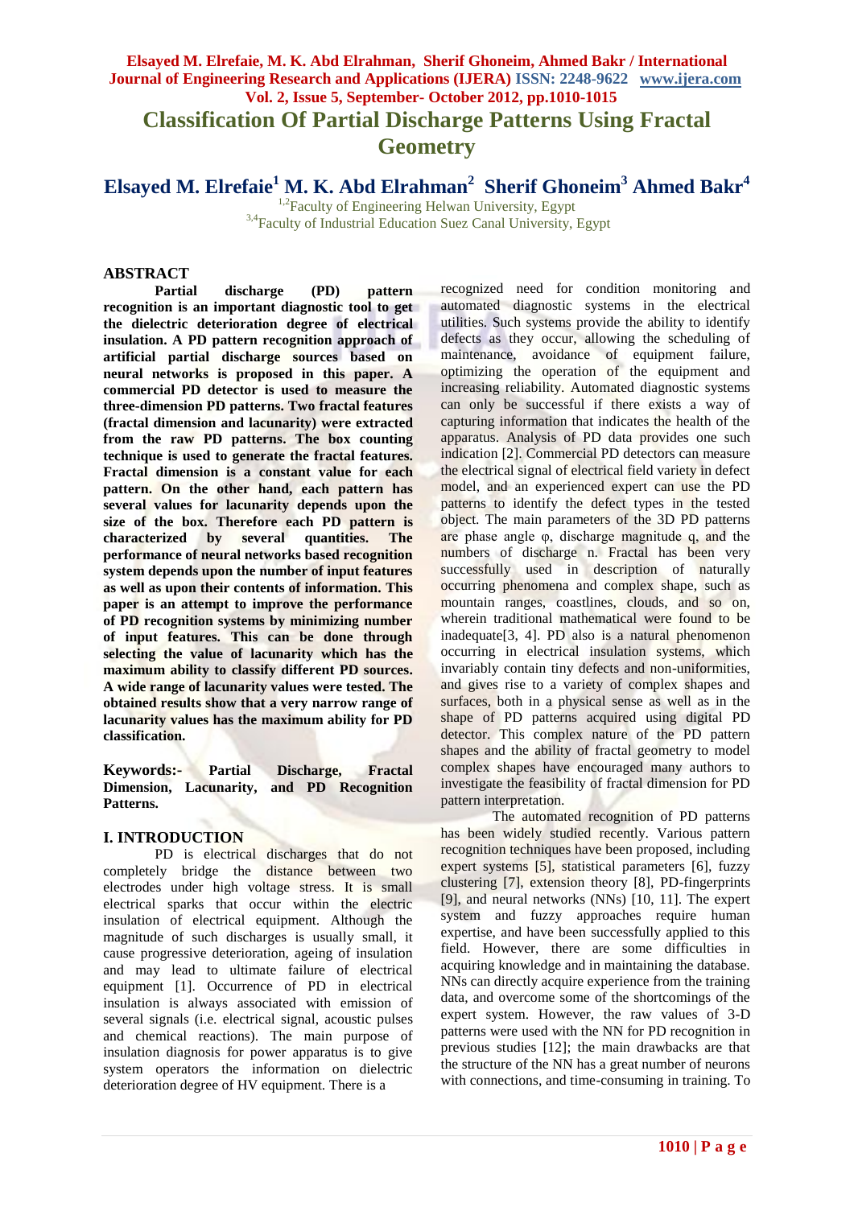# Classification Of Partial Discharge Patterns Using Fractal Geometry

**Elsayed M. Elrefaie[1] M. K. Abd Elrahman[2] Sherif Ghoneim[3] Ahmed Bakr[4]**

[1,2]Faculty of Engineering Helwan University, Egypt
[3,4]Faculty of Industrial Education Suez Canal University, Egypt

## ABSTRACT

**Partial discharge (PD) pattern recognition is an important diagnostic tool to get the dielectric deterioration degree of electrical insulation. A PD pattern recognition approach of artificial partial discharge sources based on neural networks is proposed in this paper. A commercial PD detector is used to measure the three-dimension PD patterns. Two fractal features (fractal dimension and lacunarity) were extracted from the raw PD patterns. The box counting technique is used to generate the fractal features. Fractal dimension is a constant value for each pattern. On the other hand, each pattern has several values for lacunarity depends upon the size of the box. Therefore each PD pattern is characterized by several quantities. The performance of neural networks based recognition system depends upon the number of input features as well as upon their contents of information. This paper is an attempt to improve the performance of PD recognition systems by minimizing number of input features. This can be done through selecting the value of lacunarity which has the maximum ability to classify different PD sources. A wide range of lacunarity values were tested. The obtained results show that a very narrow range of lacunarity values has the maximum ability for PD classification.**

**Keywords:- Partial Discharge, Fractal Dimension, Lacunarity, and PD Recognition Patterns.**

## I. INTRODUCTION

PD is electrical discharges that do not completely bridge the distance between two electrodes under high voltage stress. It is small electrical sparks that occur within the electric insulation of electrical equipment. Although the magnitude of such discharges is usually small, it cause progressive deterioration, ageing of insulation and may lead to ultimate failure of electrical equipment [1]. Occurrence of PD in electrical insulation is always associated with emission of several signals (i.e. electrical signal, acoustic pulses and chemical reactions). The main purpose of insulation diagnosis for power apparatus is to give system operators the information on dielectric deterioration degree of HV equipment. There is a recognized need for condition monitoring and automated diagnostic systems in the electrical utilities. Such systems provide the ability to identify defects as they occur, allowing the scheduling of maintenance, avoidance of equipment failure, optimizing the operation of the equipment and increasing reliability. Automated diagnostic systems can only be successful if there exists a way of capturing information that indicates the health of the apparatus. Analysis of PD data provides one such indication [2]. Commercial PD detectors can measure the electrical signal of electrical field variety in defect model, and an experienced expert can use the PD patterns to identify the defect types in the tested object. The main parameters of the 3D PD patterns are phase angle φ, discharge magnitude q, and the numbers of discharge n. Fractal has been very successfully used in description of naturally occurring phenomena and complex shape, such as mountain ranges, coastlines, clouds, and so on, wherein traditional mathematical were found to be inadequate[3, 4]. PD also is a natural phenomenon occurring in electrical insulation systems, which invariably contain tiny defects and non-uniformities, and gives rise to a variety of complex shapes and surfaces, both in a physical sense as well as in the shape of PD patterns acquired using digital PD detector. This complex nature of the PD pattern shapes and the ability of fractal geometry to model complex shapes have encouraged many authors to investigate the feasibility of fractal dimension for PD pattern interpretation.

The automated recognition of PD patterns has been widely studied recently. Various pattern recognition techniques have been proposed, including expert systems [5], statistical parameters [6], fuzzy clustering [7], extension theory [8], PD-fingerprints [9], and neural networks (NNs) [10, 11]. The expert system and fuzzy approaches require human expertise, and have been successfully applied to this field. However, there are some difficulties in acquiring knowledge and in maintaining the database. NNs can directly acquire experience from the training data, and overcome some of the shortcomings of the expert system. However, the raw values of 3-D patterns were used with the NN for PD recognition in previous studies [12]; the main drawbacks are that the structure of the NN has a great number of neurons with connections, and time-consuming in training. To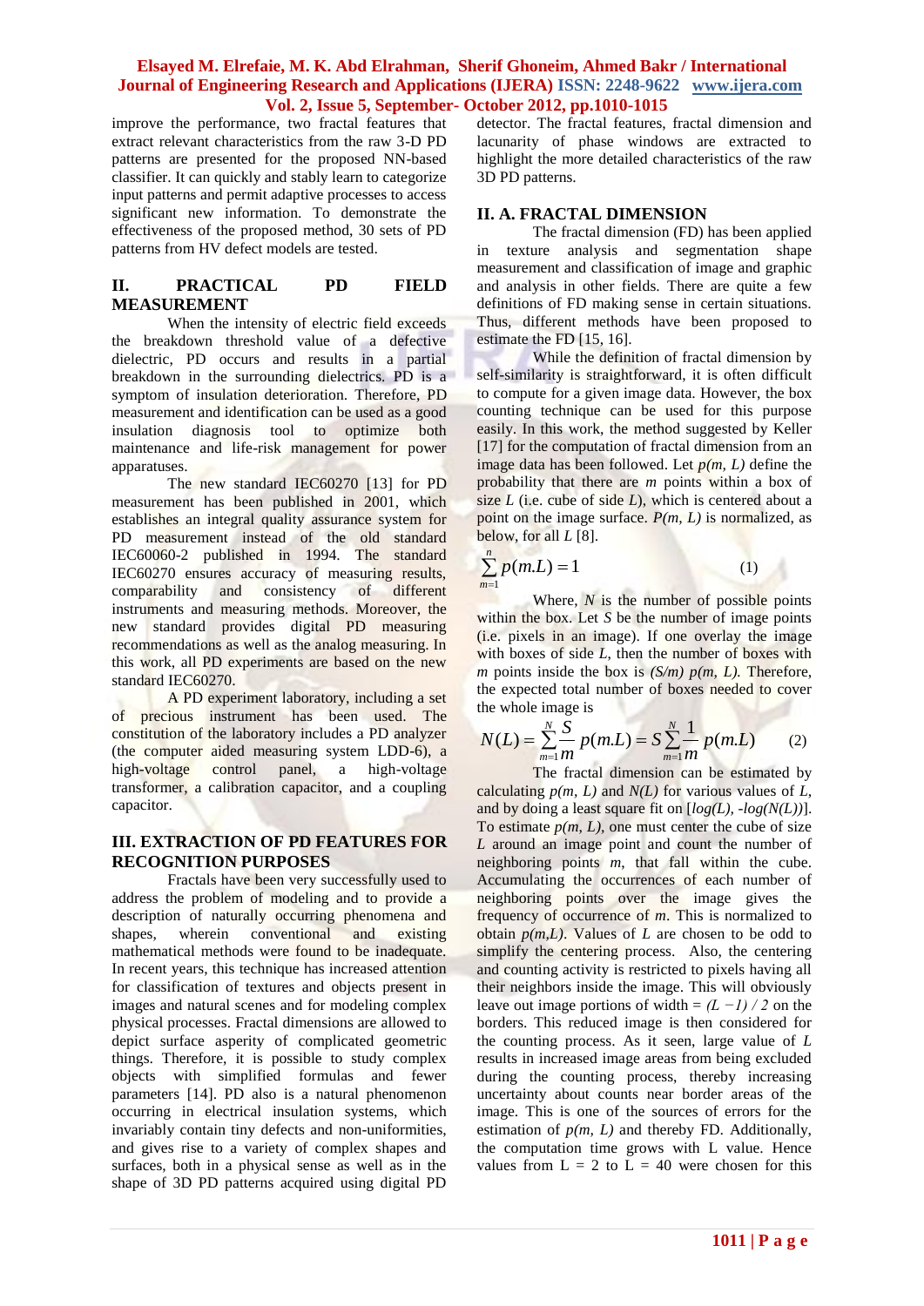improve the performance, two fractal features that extract relevant characteristics from the raw 3-D PD patterns are presented for the proposed NN-based classifier. It can quickly and stably learn to categorize input patterns and permit adaptive processes to access significant new information. To demonstrate the effectiveness of the proposed method, 30 sets of PD patterns from HV defect models are tested.

## II. PRACTICAL PD FIELD MEASUREMENT

When the intensity of electric field exceeds the breakdown threshold value of a defective dielectric, PD occurs and results in a partial breakdown in the surrounding dielectrics. PD is a symptom of insulation deterioration. Therefore, PD measurement and identification can be used as a good insulation diagnosis tool to optimize both maintenance and life-risk management for power apparatuses.

The new standard IEC60270 [13] for PD measurement has been published in 2001, which establishes an integral quality assurance system for PD measurement instead of the old standard IEC60060-2 published in 1994. The standard IEC60270 ensures accuracy of measuring results, comparability and consistency of different instruments and measuring methods. Moreover, the new standard provides digital PD measuring recommendations as well as the analog measuring. In this work, all PD experiments are based on the new standard IEC60270.

A PD experiment laboratory, including a set of precious instrument has been used. The constitution of the laboratory includes a PD analyzer (the computer aided measuring system LDD-6), a high-voltage control panel, a high-voltage transformer, a calibration capacitor, and a coupling capacitor.

## III. EXTRACTION OF PD FEATURES FOR RECOGNITION PURPOSES

Fractals have been very successfully used to address the problem of modeling and to provide a description of naturally occurring phenomena and shapes, wherein conventional and existing mathematical methods were found to be inadequate. In recent years, this technique has increased attention for classification of textures and objects present in images and natural scenes and for modeling complex physical processes. Fractal dimensions are allowed to depict surface asperity of complicated geometric things. Therefore, it is possible to study complex objects with simplified formulas and fewer parameters [14]. PD also is a natural phenomenon occurring in electrical insulation systems, which invariably contain tiny defects and non-uniformities, and gives rise to a variety of complex shapes and surfaces, both in a physical sense as well as in the shape of 3D PD patterns acquired using digital PD detector. The fractal features, fractal dimension and lacunarity of phase windows are extracted to highlight the more detailed characteristics of the raw 3D PD patterns.

### II. A. FRACTAL DIMENSION

The fractal dimension (FD) has been applied in texture analysis and segmentation shape measurement and classification of image and graphic and analysis in other fields. There are quite a few definitions of FD making sense in certain situations. Thus, different methods have been proposed to estimate the FD [15, 16].

While the definition of fractal dimension by self-similarity is straightforward, it is often difficult to compute for a given image data. However, the box counting technique can be used for this purpose easily. In this work, the method suggested by Keller [17] for the computation of fractal dimension from an image data has been followed. Let $p(m, L)$ define the probability that there are $m$ points within a box of size $L$ (i.e. cube of side $L$), which is centered about a point on the image surface. $P(m, L)$ is normalized, as below, for all $L$ [8].

$$\sum_{m=1}^{n} p(m.L) = 1 \tag{1}$$

Where, $N$ is the number of possible points within the box. Let $S$ be the number of image points (i.e. pixels in an image). If one overlay the image with boxes of side $L$, then the number of boxes with $m$ points inside the box is $(S/m)\ p(m, L)$. Therefore, the expected total number of boxes needed to cover the whole image is

$$N(L) = \sum_{m=1}^{N} \frac{S}{m} p(m.L) = S \sum_{m=1}^{N} \frac{1}{m} p(m.L) \tag{2}$$

The fractal dimension can be estimated by calculating $p(m, L)$ and $N(L)$ for various values of $L$, and by doing a least square fit on $[log(L), -log(N(L))]$. To estimate $p(m, L)$, one must center the cube of size $L$ around an image point and count the number of neighboring points $m$, that fall within the cube. Accumulating the occurrences of each number of neighboring points over the image gives the frequency of occurrence of $m$. This is normalized to obtain $p(m,L)$. Values of $L$ are chosen to be odd to simplify the centering process. Also, the centering and counting activity is restricted to pixels having all their neighbors inside the image. This will obviously leave out image portions of width = $(L-1)/2$ on the borders. This reduced image is then considered for the counting process. As it seen, large value of $L$ results in increased image areas from being excluded during the counting process, thereby increasing uncertainty about counts near border areas of the image. This is one of the sources of errors for the estimation of $p(m, L)$ and thereby FD. Additionally, the computation time grows with L value. Hence values from L = 2 to L = 40 were chosen for this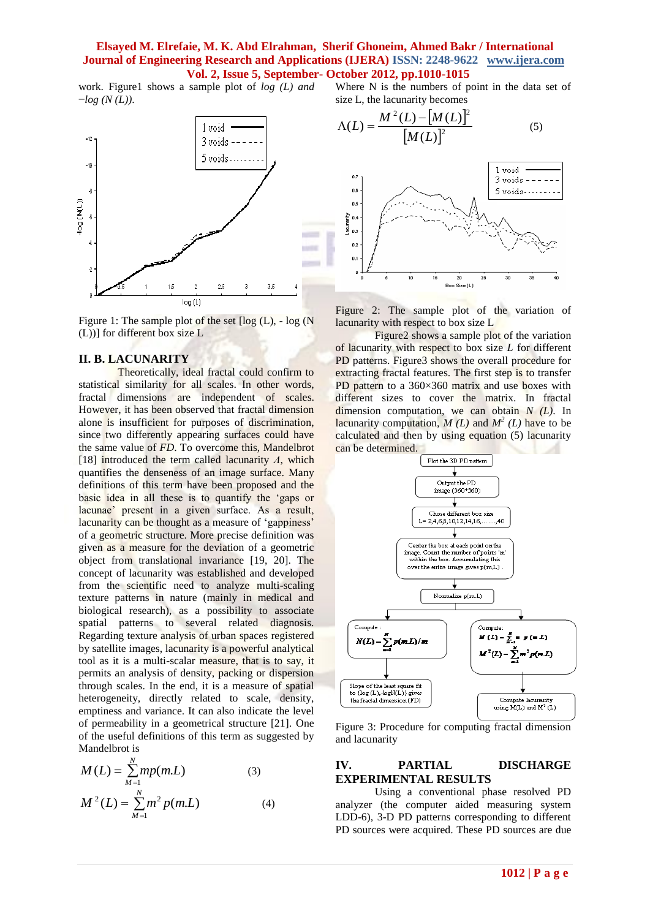work. Figure1 shows a sample plot of *log (L) and −log (N (L))*.

Figure 1: The sample plot of the set [log (L), - log (N (L))] for different box size L

## II. B. LACUNARITY

Theoretically, ideal fractal could confirm to statistical similarity for all scales. In other words, fractal dimensions are independent of scales. However, it has been observed that fractal dimension alone is insufficient for purposes of discrimination, since two differently appearing surfaces could have the same value of *FD*. To overcome this, Mandelbrot [18] introduced the term called lacunarity *Λ*, which quantifies the denseness of an image surface. Many definitions of this term have been proposed and the basic idea in all these is to quantify the 'gaps or lacunae' present in a given surface. As a result, lacunarity can be thought as a measure of 'gappiness' of a geometric structure. More precise definition was given as a measure for the deviation of a geometric object from translational invariance [19, 20]. The concept of lacunarity was established and developed from the scientific need to analyze multi-scaling texture patterns in nature (mainly in medical and biological research), as a possibility to associate spatial patterns to several related diagnosis. Regarding texture analysis of urban spaces registered by satellite images, lacunarity is a powerful analytical tool as it is a multi-scalar measure, that is to say, it permits an analysis of density, packing or dispersion through scales. In the end, it is a measure of spatial heterogeneity, directly related to scale, density, emptiness and variance. It can also indicate the level of permeability in a geometrical structure [21]. One of the useful definitions of this term as suggested by Mandelbrot is

$$M(L) = \sum_{M=1}^{N} mp(m.L) \qquad (3)$$

$$M^2(L) = \sum_{M=1}^{N} m^2 p(m.L) \qquad (4)$$

Where N is the numbers of point in the data set of size L, the lacunarity becomes

$$\Lambda(L) = \frac{M^2(L) - [M(L)]^2}{[M(L)]^2} \qquad (5)$$

Figure 2: The sample plot of the variation of lacunarity with respect to box size L

Figure2 shows a sample plot of the variation of lacunarity with respect to box size *L* for different PD patterns. Figure3 shows the overall procedure for extracting fractal features. The first step is to transfer PD pattern to a 360×360 matrix and use boxes with different sizes to cover the matrix. In fractal dimension computation, we can obtain *N (L)*. In lacunarity computation, *M (L)* and $M^2$ *(L)* have to be calculated and then by using equation (5) lacunarity can be determined.

Figure 3: Procedure for computing fractal dimension and lacunarity

## IV. PARTIAL DISCHARGE EXPERIMENTAL RESULTS

Using a conventional phase resolved PD analyzer (the computer aided measuring system LDD-6), 3-D PD patterns corresponding to different PD sources were acquired. These PD sources are due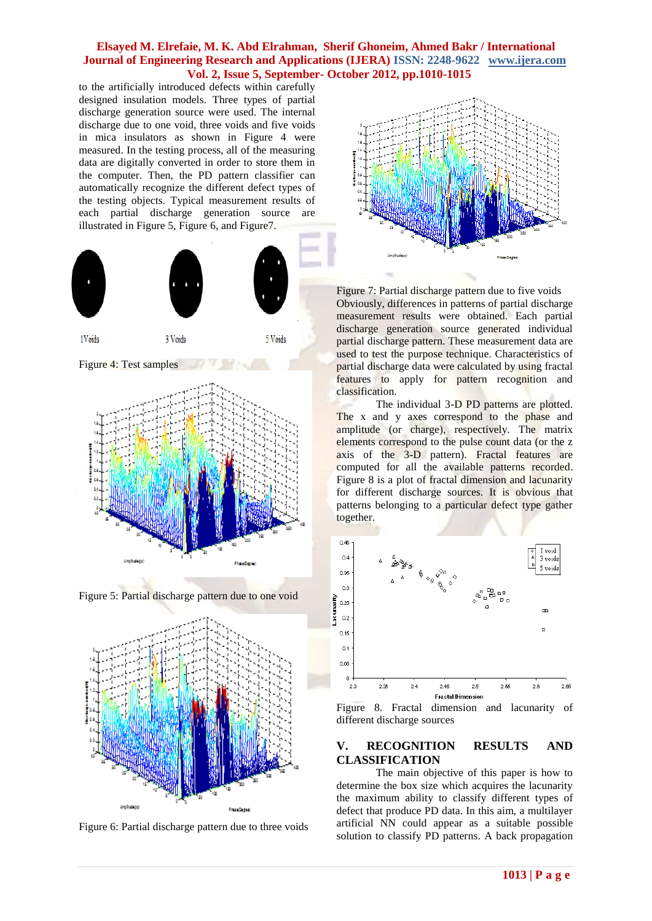to the artificially introduced defects within carefully designed insulation models. Three types of partial discharge generation source were used. The internal discharge due to one void, three voids and five voids in mica insulators as shown in Figure 4 were measured. In the testing process, all of the measuring data are digitally converted in order to store them in the computer. Then, the PD pattern classifier can automatically recognize the different defect types of the testing objects. Typical measurement results of each partial discharge generation source are illustrated in Figure 5, Figure 6, and Figure7.

1Voids 3 Voids 5 Voids

Figure 4: Test samples

Figure 5: Partial discharge pattern due to one void

Figure 6: Partial discharge pattern due to three voids

Figure 7: Partial discharge pattern due to five voids

Obviously, differences in patterns of partial discharge measurement results were obtained. Each partial discharge generation source generated individual partial discharge pattern. These measurement data are used to test the purpose technique. Characteristics of partial discharge data were calculated by using fractal features to apply for pattern recognition and classification.

The individual 3-D PD patterns are plotted. The x and y axes correspond to the phase and amplitude (or charge), respectively. The matrix elements correspond to the pulse count data (or the z axis of the 3-D pattern). Fractal features are computed for all the available patterns recorded. Figure 8 is a plot of fractal dimension and lacunarity for different discharge sources. It is obvious that patterns belonging to a particular defect type gather together.

Figure 8. Fractal dimension and lacunarity of different discharge sources

## V. RECOGNITION RESULTS AND CLASSIFICATION

The main objective of this paper is how to determine the box size which acquires the lacunarity the maximum ability to classify different types of defect that produce PD data. In this aim, a multilayer artificial NN could appear as a suitable possible solution to classify PD patterns. A back propagation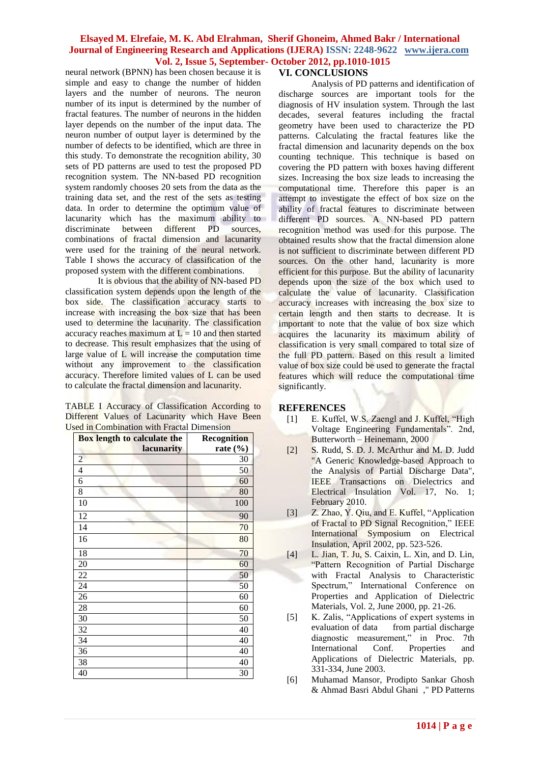neural network (BPNN) has been chosen because it is simple and easy to change the number of hidden layers and the number of neurons. The neuron number of its input is determined by the number of fractal features. The number of neurons in the hidden layer depends on the number of the input data. The neuron number of output layer is determined by the number of defects to be identified, which are three in this study. To demonstrate the recognition ability, 30 sets of PD patterns are used to test the proposed PD recognition system. The NN-based PD recognition system randomly chooses 20 sets from the data as the training data set, and the rest of the sets as testing data. In order to determine the optimum value of lacunarity which has the maximum ability to discriminate between different PD sources, combinations of fractal dimension and lacunarity were used for the training of the neural network. Table I shows the accuracy of classification of the proposed system with the different combinations.

It is obvious that the ability of NN-based PD classification system depends upon the length of the box side. The classification accuracy starts to increase with increasing the box size that has been used to determine the lacunarity. The classification accuracy reaches maximum at L = 10 and then started to decrease. This result emphasizes that the using of large value of L will increase the computation time without any improvement to the classification accuracy. Therefore limited values of L can be used to calculate the fractal dimension and lacunarity.

TABLE I Accuracy of Classification According to Different Values of Lacunarity which Have Been Used in Combination with Fractal Dimension

| Box length to calculate the lacunarity | Recognition rate (%) |
|---|---|
| 2 | 30 |
| 4 | 50 |
| 6 | 60 |
| 8 | 80 |
| 10 | 100 |
| 12 | 90 |
| 14 | 70 |
| 16 | 80 |
| 18 | 70 |
| 20 | 60 |
| 22 | 50 |
| 24 | 50 |
| 26 | 60 |
| 28 | 60 |
| 30 | 50 |
| 32 | 40 |
| 34 | 40 |
| 36 | 40 |
| 38 | 40 |
| 40 | 30 |

## VI. CONCLUSIONS

Analysis of PD patterns and identification of discharge sources are important tools for the diagnosis of HV insulation system. Through the last decades, several features including the fractal geometry have been used to characterize the PD patterns. Calculating the fractal features like the fractal dimension and lacunarity depends on the box counting technique. This technique is based on covering the PD pattern with boxes having different sizes. Increasing the box size leads to increasing the computational time. Therefore this paper is an attempt to investigate the effect of box size on the ability of fractal features to discriminate between different PD sources. A NN-based PD pattern recognition method was used for this purpose. The obtained results show that the fractal dimension alone is not sufficient to discriminate between different PD sources. On the other hand, lacunarity is more efficient for this purpose. But the ability of lacunarity depends upon the size of the box which used to calculate the value of lacunarity. Classification accuracy increases with increasing the box size to certain length and then starts to decrease. It is important to note that the value of box size which acquires the lacunarity its maximum ability of classification is very small compared to total size of the full PD pattern. Based on this result a limited value of box size could be used to generate the fractal features which will reduce the computational time significantly.

## REFERENCES

[1] E. Kuffel, W.S. Zaengl and J. Kuffel, "High Voltage Engineering Fundamentals". 2nd, Butterworth – Heinemann, 2000

[2] S. Rudd, S. D. J. McArthur and M. D. Judd "A Generic Knowledge-based Approach to the Analysis of Partial Discharge Data", IEEE Transactions on Dielectrics and Electrical Insulation Vol. 17, No. 1; February 2010.

[3] Z. Zhao, Y. Qiu, and E. Kuffel, "Application of Fractal to PD Signal Recognition," IEEE International Symposium on Electrical Insulation, April 2002, pp. 523-526.

[4] L. Jian, T. Ju, S. Caixin, L. Xin, and D. Lin, "Pattern Recognition of Partial Discharge with Fractal Analysis to Characteristic Spectrum," International Conference on Properties and Application of Dielectric Materials, Vol. 2, June 2000, pp. 21-26.

[5] K. Zalis, "Applications of expert systems in evaluation of data from partial discharge diagnostic measurement," in Proc. 7th International Conf. Properties and Applications of Dielectric Materials, pp. 331-334, June 2003.

[6] Muhamad Mansor, Prodipto Sankar Ghosh & Ahmad Basri Abdul Ghani ," PD Patterns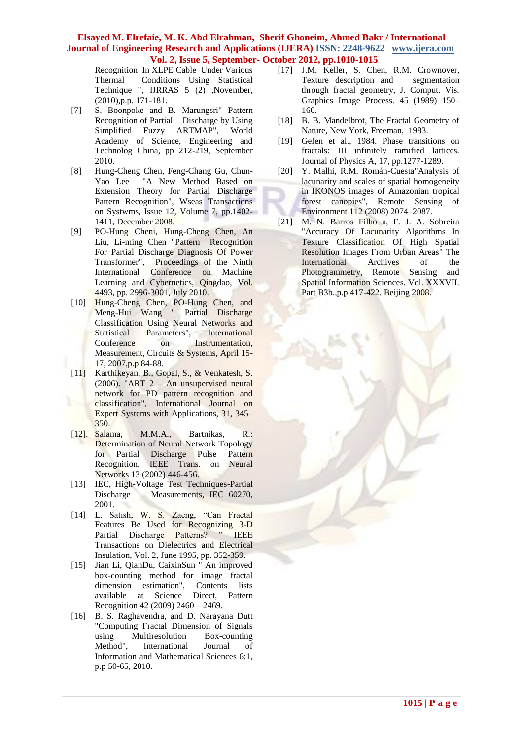Recognition In XLPE Cable Under Various Thermal Conditions Using Statistical Technique ", IJRRAS 5 (2) ,November, (2010),p.p. 171-181.

[7] S. Boonpoke and B. Marungsri" Pattern Recognition of Partial Discharge by Using Simplified Fuzzy ARTMAP", World Academy of Science, Engineering and Technolog China, pp 212-219, September 2010.

[8] Hung-Cheng Chen, Feng-Chang Gu, Chun-Yao Lee "A New Method Based on Extension Theory for Partial Discharge Pattern Recognition", Wseas Transactions on Systwms, Issue 12, Volume 7, pp.1402-1411, December 2008.

[9] PO-Hung Cheni, Hung-Cheng Chen, An Liu, Li-ming Chen "Pattern Recognition For Partial Discharge Diagnosis Of Power Transformer", Proceedings of the Ninth International Conference on Machine Learning and Cybernetics, Qingdao, Vol. 4493, pp. 2996-3001, July 2010.

[10] Hung-Cheng Chen, PO-Hung Chen, and Meng-Hui Wang " Partial Discharge Classification Using Neural Networks and Statistical Parameters", International Conference on Instrumentation, Measurement, Circuits & Systems, April 15-17, 2007,p.p 84-88.

[11] Karthikeyan, B., Gopal, S., & Venkatesh, S. (2006). "ART 2 – An unsupervised neural network for PD pattern recognition and classification", International Journal on Expert Systems with Applications, 31, 345–350.

[12]. Salama, M.M.A., Bartnikas, R.: Determination of Neural Network Topology for Partial Discharge Pulse Pattern Recognition. IEEE Trans. on Neural Networks 13 (2002) 446-456.

[13] IEC, High-Voltage Test Techniques-Partial Discharge Measurements, IEC 60270, 2001.

[14] L. Satish, W. S. Zaeng, "Can Fractal Features Be Used for Recognizing 3-D Partial Discharge Patterns? " IEEE Transactions on Dielectrics and Electrical Insulation, Vol. 2, June 1995, pp. 352-359.

[15] Jian Li, QianDu, CaixinSun " An improved box-counting method for image fractal dimension estimation", Contents lists available at Science Direct, Pattern Recognition 42 (2009) 2460 – 2469.

[16] B. S. Raghavendra, and D. Narayana Dutt "Computing Fractal Dimension of Signals using Multiresolution Box-counting Method", International Journal of Information and Mathematical Sciences 6:1, p.p 50-65, 2010.

[17] J.M. Keller, S. Chen, R.M. Crownover, Texture description and segmentation through fractal geometry, J. Comput. Vis. Graphics Image Process. 45 (1989) 150–160.

[18] B. B. Mandelbrot, The Fractal Geometry of Nature, New York, Freeman, 1983.

[19] Gefen et al., 1984. Phase transitions on fractals: III infinitely ramified lattices. Journal of Physics A, 17, pp.1277-1289.

[20] Y. Malhi, R.M. Román-Cuesta"Analysis of lacunarity and scales of spatial homogeneity in IKONOS images of Amazonian tropical forest canopies", Remote Sensing of Environment 112 (2008) 2074–2087.

[21] M. N. Barros Filho a, F. J. A. Sobreira "Accuracy Of Lacunarity Algorithms In Texture Classification Of High Spatial Resolution Images From Urban Areas" The International Archives of the Photogrammetry, Remote Sensing and Spatial Information Sciences. Vol. XXXVII. Part B3b.,p.p 417-422, Beijing 2008.